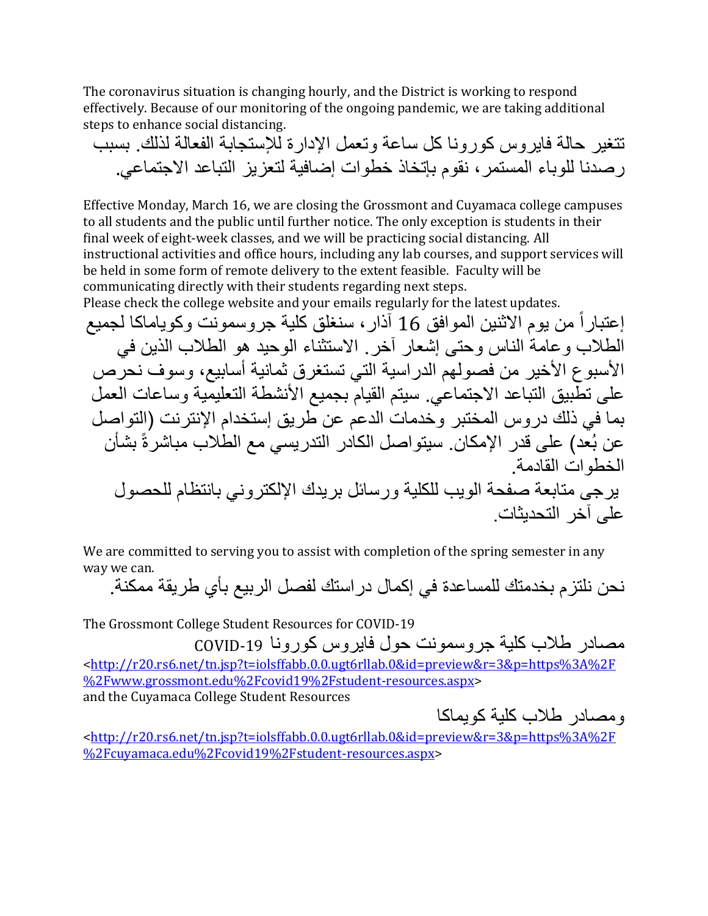The coronavirus situation is changing hourly, and the District is working to respond effectively. Because of our monitoring of the ongoing pandemic, we are taking additional steps to enhance social distancing.

تتغير حالة فايروس كورونا كل ساعة وتعمل الإدارة للإستجابة الفعالة لذلك. بسبب رصدنا للوباء المستمر، نقوم بإتخاذ خطوات إضافية لتعزيز التباعد الاجتماعي.

Effective Monday, March 16, we are closing the Grossmont and Cuyamaca college campuses to all students and the public until further notice. The only exception is students in their final week of eight-week classes, and we will be practicing social distancing. All instructional activities and office hours, including any lab courses, and support services will be held in some form of remote delivery to the extent feasible. Faculty will be communicating directly with their students regarding next steps.
Please check the college website and your emails regularly for the latest updates.

إعتباراً من يوم الاثنين الموافق 16 آذار، سنغلق كلية جروسمونت وكوياماكا لجميع الطلاب وعامة الناس وحتى إشعار آخر. الاستثناء الوحيد هو الطلاب الذين في الأسبوع الأخير من فصولهم الدراسية التي تستغرق ثمانية أسابيع، وسوف نحرص على تطبيق التباعد الاجتماعي. سيتم القيام بجميع الأنشطة التعليمية وساعات العمل بما في ذلك دروس المختبر وخدمات الدعم عن طريق إستخدام الإنترنت (التواصل عن بُعد) على قدر الإمكان. سيتواصل الكادر التدريسي مع الطلاب مباشرةً بشأن الخطوات القادمة.

يرجى متابعة صفحة الويب للكلية ورسائل بريدك الإلكتروني بانتظام للحصول على آخر التحديثات.

We are committed to serving you to assist with completion of the spring semester in any way we can.

نحن نلتزم بخدمتك للمساعدة في إكمال دراستك لفصل الربيع بأي طريقة ممكنة.

The Grossmont College Student Resources for COVID-19

مصادر طلاب كلية جروسمونت حول فايروس كورونا COVID-19

<http://r20.rs6.net/tn.jsp?t=iolsffabb.0.0.ugt6rllab.0&id=preview&r=3&p=https%3A%2F%2Fwww.grossmont.edu%2Fcovid19%2Fstudent-resources.aspx>
and the Cuyamaca College Student Resources

ومصادر طلاب كلية كويماكا

<http://r20.rs6.net/tn.jsp?t=iolsffabb.0.0.ugt6rllab.0&id=preview&r=3&p=https%3A%2F%2Fcuyamaca.edu%2Fcovid19%2Fstudent-resources.aspx>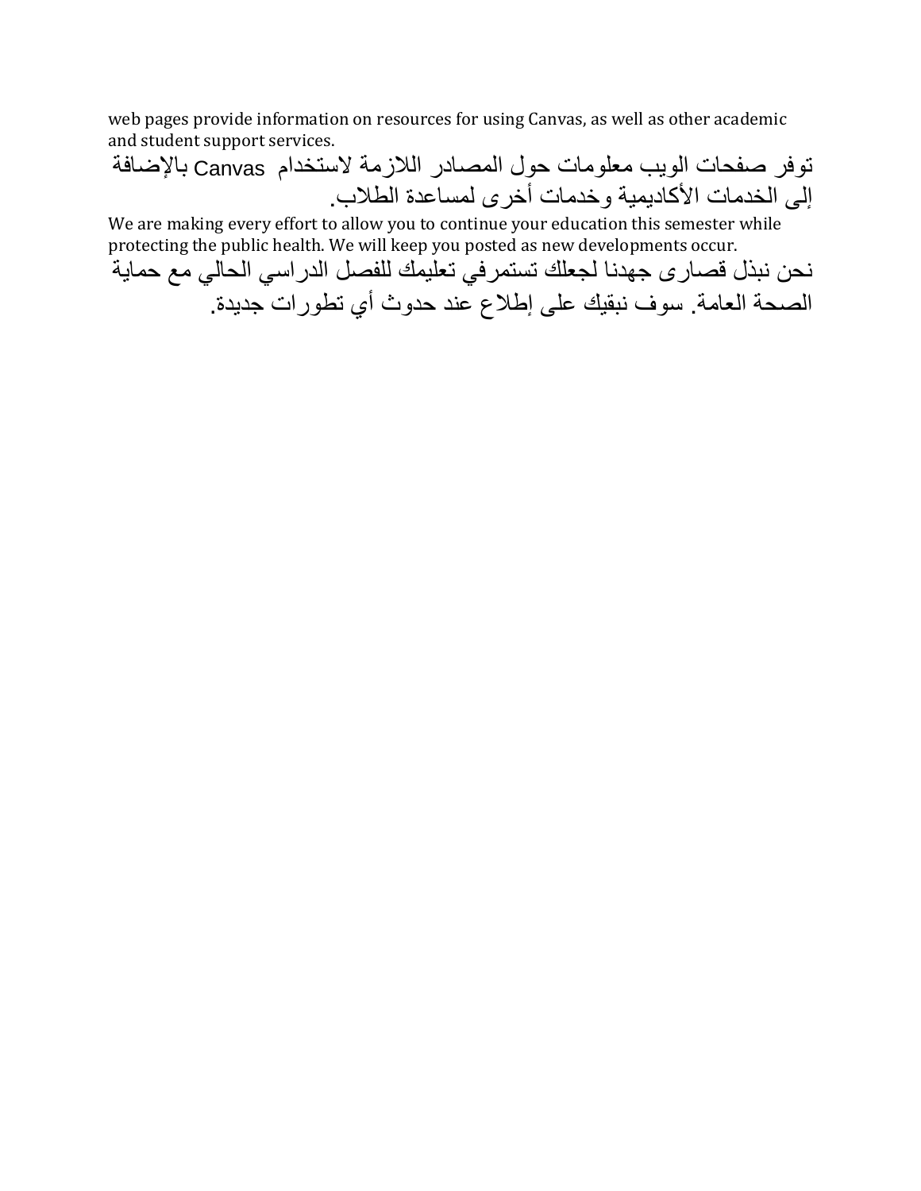web pages provide information on resources for using Canvas, as well as other academic and student support services.

توفر صفحات الويب معلومات حول المصادر اللازمة لاستخدام Canvas بالإضافة إلى الخدمات الأكاديمية وخدمات أخرى لمساعدة الطلاب.

We are making every effort to allow you to continue your education this semester while protecting the public health. We will keep you posted as new developments occur.

نحن نبذل قصارى جهدنا لجعلك تستمرفي تعليمك للفصل الدراسي الحالي مع حماية الصحة العامة. سوف نبقيك على إطلاع عند حدوث أي تطورات جديدة.